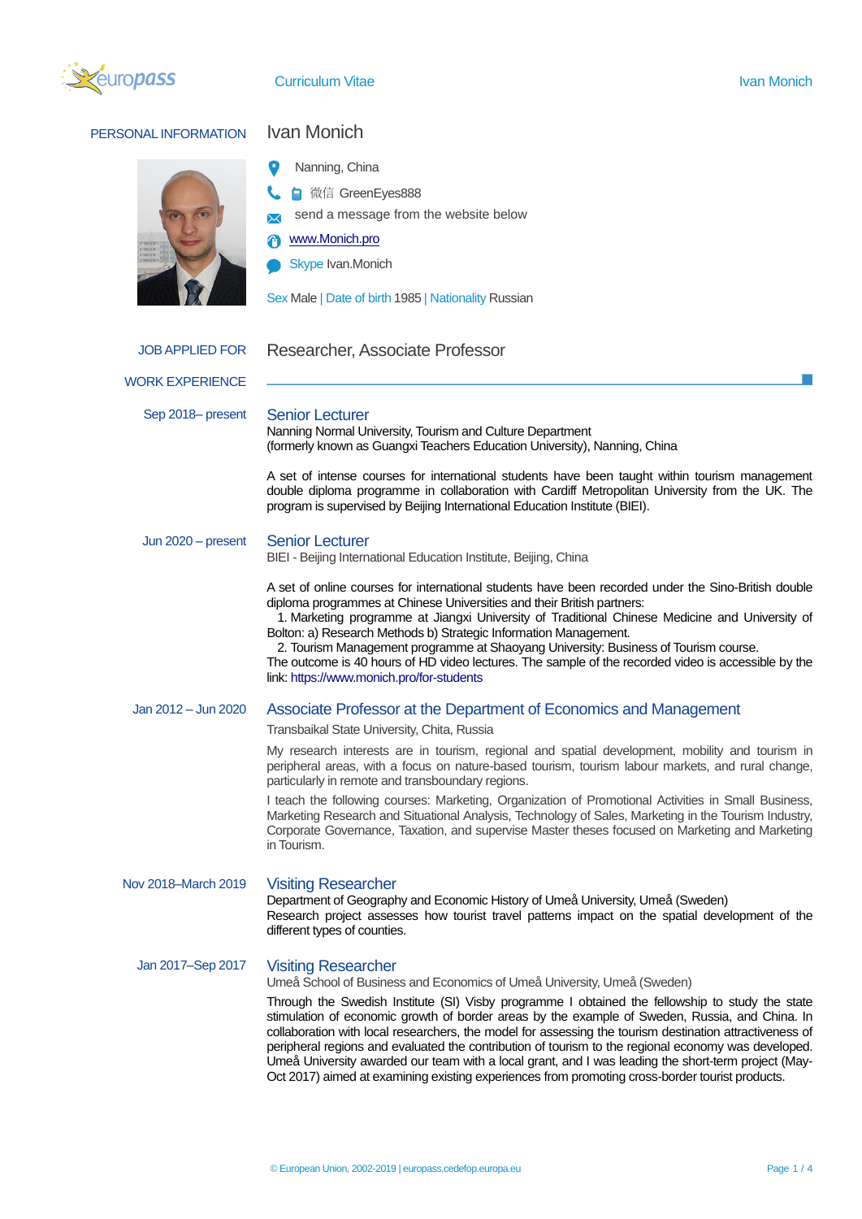## PERSONAL INFORMATION

# Ivan Monich

Nanning, China

微信 GreenEyes888

send a message from the website below

www.Monich.pro

Skype Ivan.Monich

Sex Male | Date of birth 1985 | Nationality Russian

## JOB APPLIED FOR

Researcher, Associate Professor

## WORK EXPERIENCE

**Sep 2018– present**

### Senior Lecturer

Nanning Normal University, Tourism and Culture Department
(formerly known as Guangxi Teachers Education University), Nanning, China

A set of intense courses for international students have been taught within tourism management double diploma programme in collaboration with Cardiff Metropolitan University from the UK. The program is supervised by Beijing International Education Institute (BIEI).

**Jun 2020 – present**

### Senior Lecturer

BIEI - Beijing International Education Institute, Beijing, China

A set of online courses for international students have been recorded under the Sino-British double diploma programmes at Chinese Universities and their British partners:

1. Marketing programme at Jiangxi University of Traditional Chinese Medicine and University of Bolton: a) Research Methods b) Strategic Information Management.
2. Tourism Management programme at Shaoyang University: Business of Tourism course.

The outcome is 40 hours of HD video lectures. The sample of the recorded video is accessible by the link: https://www.monich.pro/for-students

**Jan 2012 – Jun 2020**

### Associate Professor at the Department of Economics and Management

Transbaikal State University, Chita, Russia

My research interests are in tourism, regional and spatial development, mobility and tourism in peripheral areas, with a focus on nature-based tourism, tourism labour markets, and rural change, particularly in remote and transboundary regions.

I teach the following courses: Marketing, Organization of Promotional Activities in Small Business, Marketing Research and Situational Analysis, Technology of Sales, Marketing in the Tourism Industry, Corporate Governance, Taxation, and supervise Master theses focused on Marketing and Marketing in Tourism.

**Nov 2018–March 2019**

### Visiting Researcher

Department of Geography and Economic History of Umeå University, Umeå (Sweden)
Research project assesses how tourist travel patterns impact on the spatial development of the different types of counties.

**Jan 2017–Sep 2017**

### Visiting Researcher

Umeå School of Business and Economics of Umeå University, Umeå (Sweden)

Through the Swedish Institute (SI) Visby programme I obtained the fellowship to study the state stimulation of economic growth of border areas by the example of Sweden, Russia, and China. In collaboration with local researchers, the model for assessing the tourism destination attractiveness of peripheral regions and evaluated the contribution of tourism to the regional economy was developed. Umeå University awarded our team with a local grant, and I was leading the short-term project (May-Oct 2017) aimed at examining existing experiences from promoting cross-border tourist products.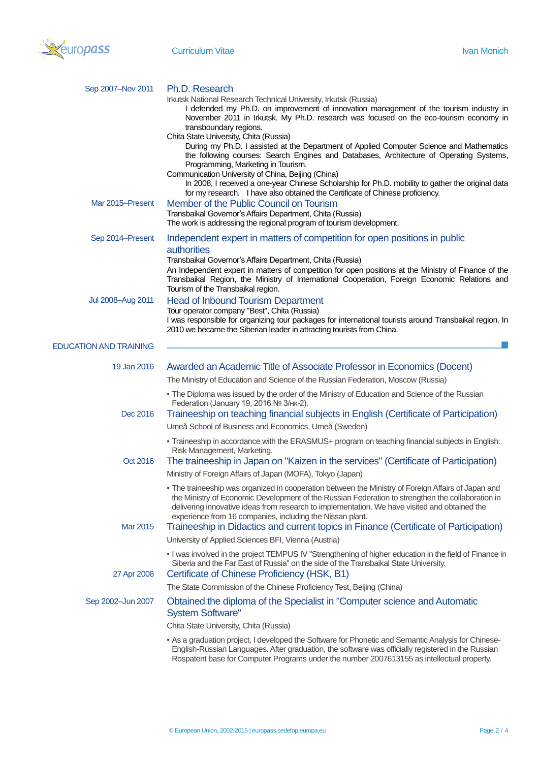Sep 2007–Nov 2011

### Ph.D. Research

Irkutsk National Research Technical University, Irkutsk (Russia)

I defended my Ph.D. on improvement of innovation management of the tourism industry in November 2011 in Irkutsk. My Ph.D. research was focused on the eco-tourism economy in transboundary regions.

Chita State University, Chita (Russia)

During my Ph.D. I assisted at the Department of Applied Computer Science and Mathematics the following courses: Search Engines and Databases, Architecture of Operating Systems, Programming, Marketing in Tourism.

Communication University of China, Beijing (China)

In 2008, I received a one-year Chinese Scholarship for Ph.D. mobility to gather the original data for my research.   I have also obtained the Certificate of Chinese proficiency.

Mar 2015–Present

### Member of the Public Council on Tourism

Transbaikal Governor's Affairs Department, Chita (Russia)

The work is addressing the regional program of tourism development.

Sep 2014–Present

### Independent expert in matters of competition for open positions in public authorities

Transbaikal Governor's Affairs Department, Chita (Russia)

An Independent expert in matters of competition for open positions at the Ministry of Finance of the Transbaikal Region, the Ministry of International Cooperation, Foreign Economic Relations and Tourism of the Transbaikal region.

Jul 2008–Aug 2011

### Head of Inbound Tourism Department

Tour operator company "Best", Chita (Russia)

I was responsible for organizing tour packages for international tourists around Transbaikal region. In 2010 we became the Siberian leader in attracting tourists from China.

## EDUCATION AND TRAINING

19 Jan 2016

### Awarded an Academic Title of Associate Professor in Economics (Docent)

The Ministry of Education and Science of the Russian Federation, Moscow (Russia)

- The Diploma was issued by the order of the Ministry of Education and Science of the Russian Federation (January 19, 2016 № 3/нк-2).

Dec 2016

### Traineeship on teaching financial subjects in English (Certificate of Participation)

Umeå School of Business and Economics, Umeå (Sweden)

- Traineeship in accordance with the ERASMUS+ program on teaching financial subjects in English: Risk Management, Marketing.

Oct 2016

### The traineeship in Japan on "Kaizen in the services" (Certificate of Participation)

Ministry of Foreign Affairs of Japan (MOFA), Tokyo (Japan)

- The traineeship was organized in cooperation between the Ministry of Foreign Affairs of Japan and the Ministry of Economic Development of the Russian Federation to strengthen the collaboration in delivering innovative ideas from research to implementation. We have visited and obtained the experience from 16 companies, including the Nissan plant.

Mar 2015

### Traineeship in Didactics and current topics in Finance (Certificate of Participation)

University of Applied Sciences BFI, Vienna (Austria)

- I was involved in the project TEMPUS IV "Strengthening of higher education in the field of Finance in Siberia and the Far East of Russia" on the side of the Transbaikal State University.

27 Apr 2008

### Certificate of Chinese Proficiency (HSK, B1)

The State Commission of the Chinese Proficiency Test, Beijing (China)

Sep 2002–Jun 2007

### Obtained the diploma of the Specialist in "Computer science and Automatic System Software"

Chita State University, Chita (Russia)

- As a graduation project, I developed the Software for Phonetic and Semantic Analysis for Chinese-English-Russian Languages. After graduation, the software was officially registered in the Russian Rospatent base for Computer Programs under the number 2007613155 as intellectual property.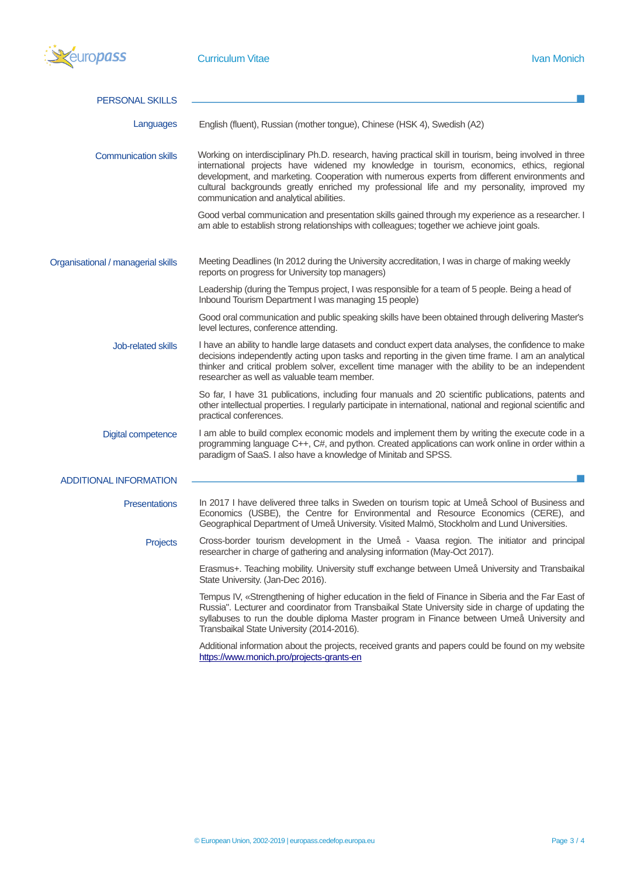## PERSONAL SKILLS

**Languages**

English (fluent), Russian (mother tongue), Chinese (HSK 4), Swedish (A2)

**Communication skills**

Working on interdisciplinary Ph.D. research, having practical skill in tourism, being involved in three international projects have widened my knowledge in tourism, economics, ethics, regional development, and marketing. Cooperation with numerous experts from different environments and cultural backgrounds greatly enriched my professional life and my personality, improved my communication and analytical abilities.

Good verbal communication and presentation skills gained through my experience as a researcher. I am able to establish strong relationships with colleagues; together we achieve joint goals.

**Organisational / managerial skills**

Meeting Deadlines (In 2012 during the University accreditation, I was in charge of making weekly reports on progress for University top managers)

Leadership (during the Tempus project, I was responsible for a team of 5 people. Being a head of Inbound Tourism Department I was managing 15 people)

Good oral communication and public speaking skills have been obtained through delivering Master's level lectures, conference attending.

**Job-related skills**

I have an ability to handle large datasets and conduct expert data analyses, the confidence to make decisions independently acting upon tasks and reporting in the given time frame. I am an analytical thinker and critical problem solver, excellent time manager with the ability to be an independent researcher as well as valuable team member.

So far, I have 31 publications, including four manuals and 20 scientific publications, patents and other intellectual properties. I regularly participate in international, national and regional scientific and practical conferences.

**Digital competence**

I am able to build complex economic models and implement them by writing the execute code in a programming language C++, C#, and python. Created applications can work online in order within a paradigm of SaaS. I also have a knowledge of Minitab and SPSS.

## ADDITIONAL INFORMATION

**Presentations**

In 2017 I have delivered three talks in Sweden on tourism topic at Umeå School of Business and Economics (USBE), the Centre for Environmental and Resource Economics (CERE), and Geographical Department of Umeå University. Visited Malmö, Stockholm and Lund Universities.

**Projects**

Cross-border tourism development in the Umeå - Vaasa region. The initiator and principal researcher in charge of gathering and analysing information (May-Oct 2017).

Erasmus+. Teaching mobility. University stuff exchange between Umeå University and Transbaikal State University. (Jan-Dec 2016).

Tempus IV, «Strengthening of higher education in the field of Finance in Siberia and the Far East of Russia". Lecturer and coordinator from Transbaikal State University side in charge of updating the syllabuses to run the double diploma Master program in Finance between Umeå University and Transbaikal State University (2014-2016).

Additional information about the projects, received grants and papers could be found on my website https://www.monich.pro/projects-grants-en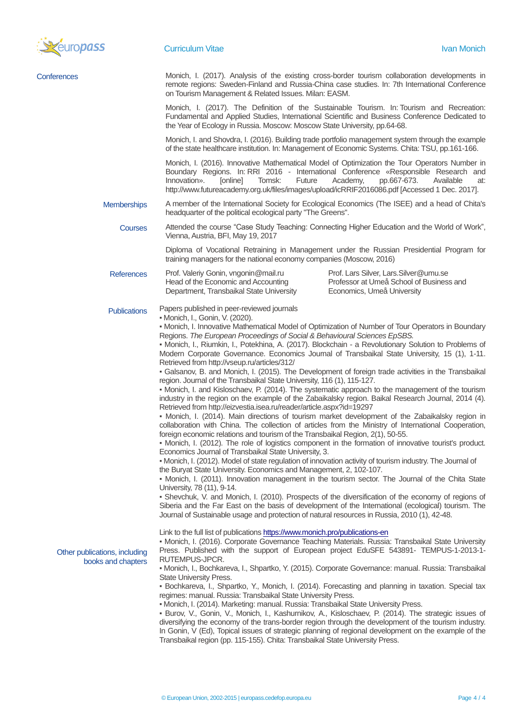## Conferences

Monich, I. (2017). Analysis of the existing cross-border tourism collaboration developments in remote regions: Sweden-Finland and Russia-China case studies. In: 7th International Conference on Tourism Management & Related Issues. Milan: EASM.

Monich, I. (2017). The Definition of the Sustainable Tourism. In: Tourism and Recreation: Fundamental and Applied Studies, International Scientific and Business Conference Dedicated to the Year of Ecology in Russia. Moscow: Moscow State University, pp.64-68.

Monich, I. and Shovdra, I. (2016). Building trade portfolio management system through the example of the state healthcare institution. In: Management of Economic Systems. Chita: TSU, pp.161-166.

Monich, I. (2016). Innovative Mathematical Model of Optimization the Tour Operators Number in Boundary Regions. In: RRI 2016 - International Conference «Responsible Research and Innovation». [online] Tomsk: Future Academy, pp.667-673. Available at: http://www.futureacademy.org.uk/files/images/upload/icRRIF2016086.pdf [Accessed 1 Dec. 2017].

## Memberships

A member of the International Society for Ecological Economics (The ISEE) and a head of Chita's headquarter of the political ecological party "The Greens".

## Courses

Attended the course “Case Study Teaching: Connecting Higher Education and the World of Work”, Vienna, Austria, BFI, May 19, 2017

Diploma of Vocational Retraining in Management under the Russian Presidential Program for training managers for the national economy companies (Moscow, 2016)

## References

Prof. Valeriy Gonin, vngonin@mail.ru
Head of the Economic and Accounting Department, Transbaikal State University

Prof. Lars Silver, Lars.Silver@umu.se
Professor at Umeå School of Business and Economics, Umeå University

## Publications

Papers published in peer-reviewed journals

- Monich, I., Gonin, V. (2020).
- Monich, I. Innovative Mathematical Model of Optimization of Number of Tour Operators in Boundary Regions. *The European Proceedings of Social & Behavioural Sciences EpSBS.*
- Monich, I., Riumkin, I., Potekhina, A. (2017). Blockchain - a Revolutionary Solution to Problems of Modern Corporate Governance. Economics Journal of Transbaikal State University, 15 (1), 1-11. Retrieved from http://vseup.ru/articles/312/
- Galsanov, B. and Monich, I. (2015). The Development of foreign trade activities in the Transbaikal region. Journal of the Transbaikal State University, 116 (1), 115-127.
- Monich, I. and Kisloschaev, P. (2014). The systematic approach to the management of the tourism industry in the region on the example of the Zabaikalsky region. Baikal Research Journal, 2014 (4). Retrieved from http://eizvestia.isea.ru/reader/article.aspx?id=19297
- Monich, I. (2014). Main directions of tourism market development of the Zabaikalsky region in collaboration with China. The collection of articles from the Ministry of International Cooperation, foreign economic relations and tourism of the Transbaikal Region, 2(1), 50-55.
- Monich, I. (2012). The role of logistics component in the formation of innovative tourist's product. Economics Journal of Transbaikal State University, 3.
- Monich, I. (2012). Model of state regulation of innovation activity of tourism industry. The Journal of the Buryat State University. Economics and Management, 2, 102-107.
- Monich, I. (2011). Innovation management in the tourism sector. The Journal of the Chita State University, 78 (11), 9-14.
- Shevchuk, V. and Monich, I. (2010). Prospects of the diversification of the economy of regions of Siberia and the Far East on the basis of development of the International (ecological) tourism. The Journal of Sustainable usage and protection of natural resources in Russia, 2010 (1), 42-48.

Link to the full list of publications [https://www.monich.pro/publications-en](https://www.monich.pro/publications-en)

## Other publications, including books and chapters

- Monich, I. (2016). Corporate Governance Teaching Materials. Russia: Transbaikal State University Press. Published with the support of European project EduSFE 543891- TEMPUS-1-2013-1-RUTEMPUS-JPCR.
- Monich, I., Bochkareva, I., Shpartko, Y. (2015). Corporate Governance: manual. Russia: Transbaikal State University Press.
- Bochkareva, I., Shpartko, Y., Monich, I. (2014). Forecasting and planning in taxation. Special tax regimes: manual. Russia: Transbaikal State University Press.
- Monich, I. (2014). Marketing: manual. Russia: Transbaikal State University Press.
- Burov, V., Gonin, V., Monich, I., Kashurnikov, A., Kisloschaev, P. (2014). The strategic issues of diversifying the economy of the trans-border region through the development of the tourism industry. In Gonin, V (Ed), Topical issues of strategic planning of regional development on the example of the Transbaikal region (pp. 115-155). Chita: Transbaikal State University Press.